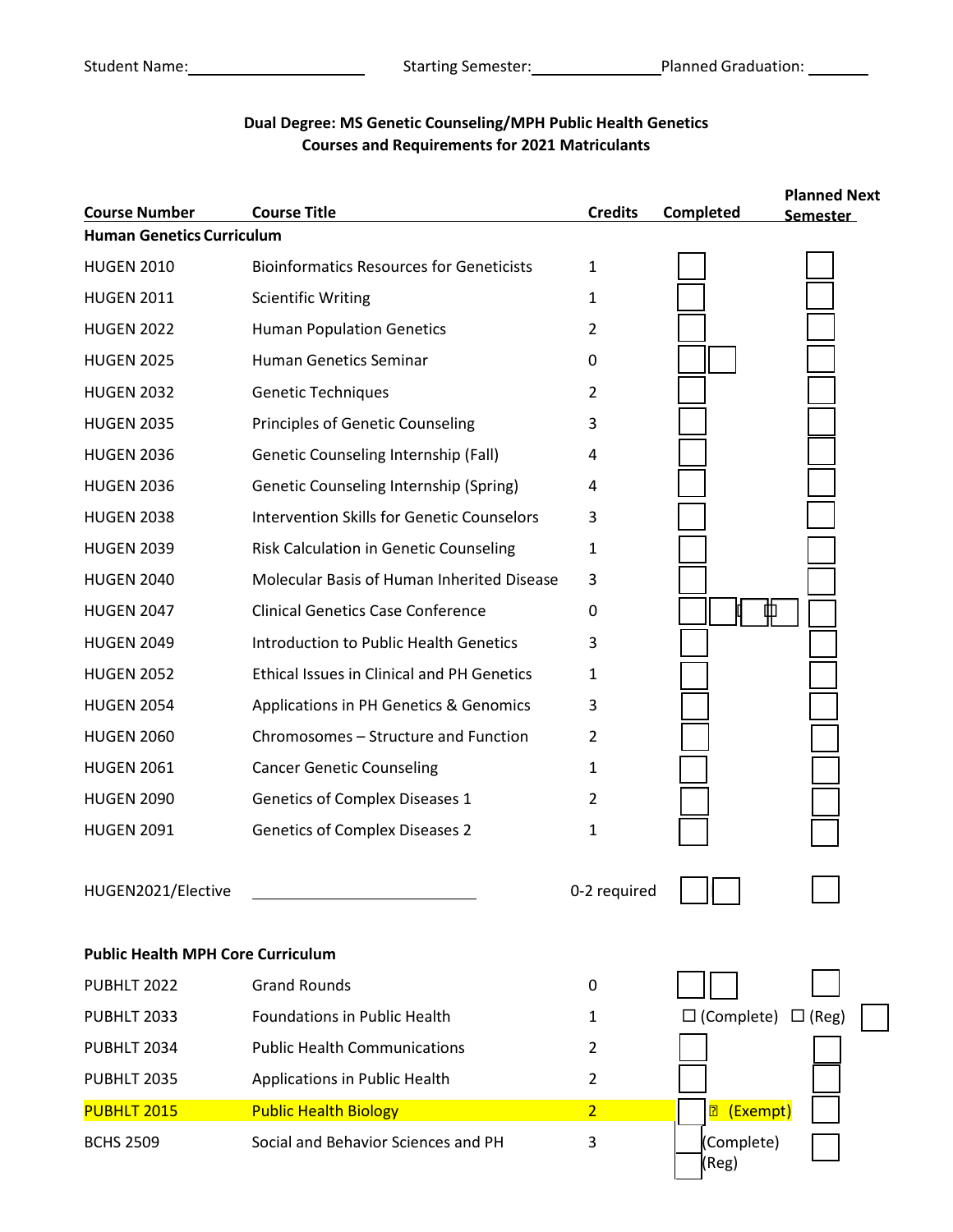Student Name: ____________________ Starting Semester: ______________ Planned Graduation: _______

**Dual Degree: MS Genetic Counseling/MPH Public Health Genetics**
**Courses and Requirements for 2021 Matriculants**

| Course Number | Course Title | Credits | Completed | Planned Next Semester |
|---|---|---|---|---|
| **Human Genetics Curriculum** | | | | |
| HUGEN 2010 | Bioinformatics Resources for Geneticists | 1 | ☐ | ☐ |
| HUGEN 2011 | Scientific Writing | 1 | ☐ | ☐ |
| HUGEN 2022 | Human Population Genetics | 2 | ☐ | ☐ |
| HUGEN 2025 | Human Genetics Seminar | 0 | ☐ ☐ | ☐ |
| HUGEN 2032 | Genetic Techniques | 2 | ☐ | ☐ |
| HUGEN 2035 | Principles of Genetic Counseling | 3 | ☐ | ☐ |
| HUGEN 2036 | Genetic Counseling Internship (Fall) | 4 | ☐ | ☐ |
| HUGEN 2036 | Genetic Counseling Internship (Spring) | 4 | ☐ | ☐ |
| HUGEN 2038 | Intervention Skills for Genetic Counselors | 3 | ☐ | ☐ |
| HUGEN 2039 | Risk Calculation in Genetic Counseling | 1 | ☐ | ☐ |
| HUGEN 2040 | Molecular Basis of Human Inherited Disease | 3 | ☐ | ☐ |
| HUGEN 2047 | Clinical Genetics Case Conference | 0 | ☐ ☐ ☐ ☐ | ☐ |
| HUGEN 2049 | Introduction to Public Health Genetics | 3 | ☐ | ☐ |
| HUGEN 2052 | Ethical Issues in Clinical and PH Genetics | 1 | ☐ | ☐ |
| HUGEN 2054 | Applications in PH Genetics & Genomics | 3 | ☐ | ☐ |
| HUGEN 2060 | Chromosomes – Structure and Function | 2 | ☐ | ☐ |
| HUGEN 2061 | Cancer Genetic Counseling | 1 | ☐ | ☐ |
| HUGEN 2090 | Genetics of Complex Diseases 1 | 2 | ☐ | ☐ |
| HUGEN 2091 | Genetics of Complex Diseases 2 | 1 | ☐ | ☐ |
| HUGEN2021/Elective | ____________________ | 0-2 required | ☐ ☐ | ☐ |
| **Public Health MPH Core Curriculum** | | | | |
| PUBHLT 2022 | Grand Rounds | 0 | ☐ ☐ | ☐ |
| PUBHLT 2033 | Foundations in Public Health | 1 | ☐ (Complete) ☐ (Reg) | ☐ |
| PUBHLT 2034 | Public Health Communications | 2 | ☐ | ☐ |
| PUBHLT 2035 | Applications in Public Health | 2 | ☐ | ☐ |
| PUBHLT 2015 | Public Health Biology | 2 | ☐ ☐ (Exempt) | ☐ |
| BCHS 2509 | Social and Behavior Sciences and PH | 3 | ☐ (Complete) ☐ (Reg) | ☐ |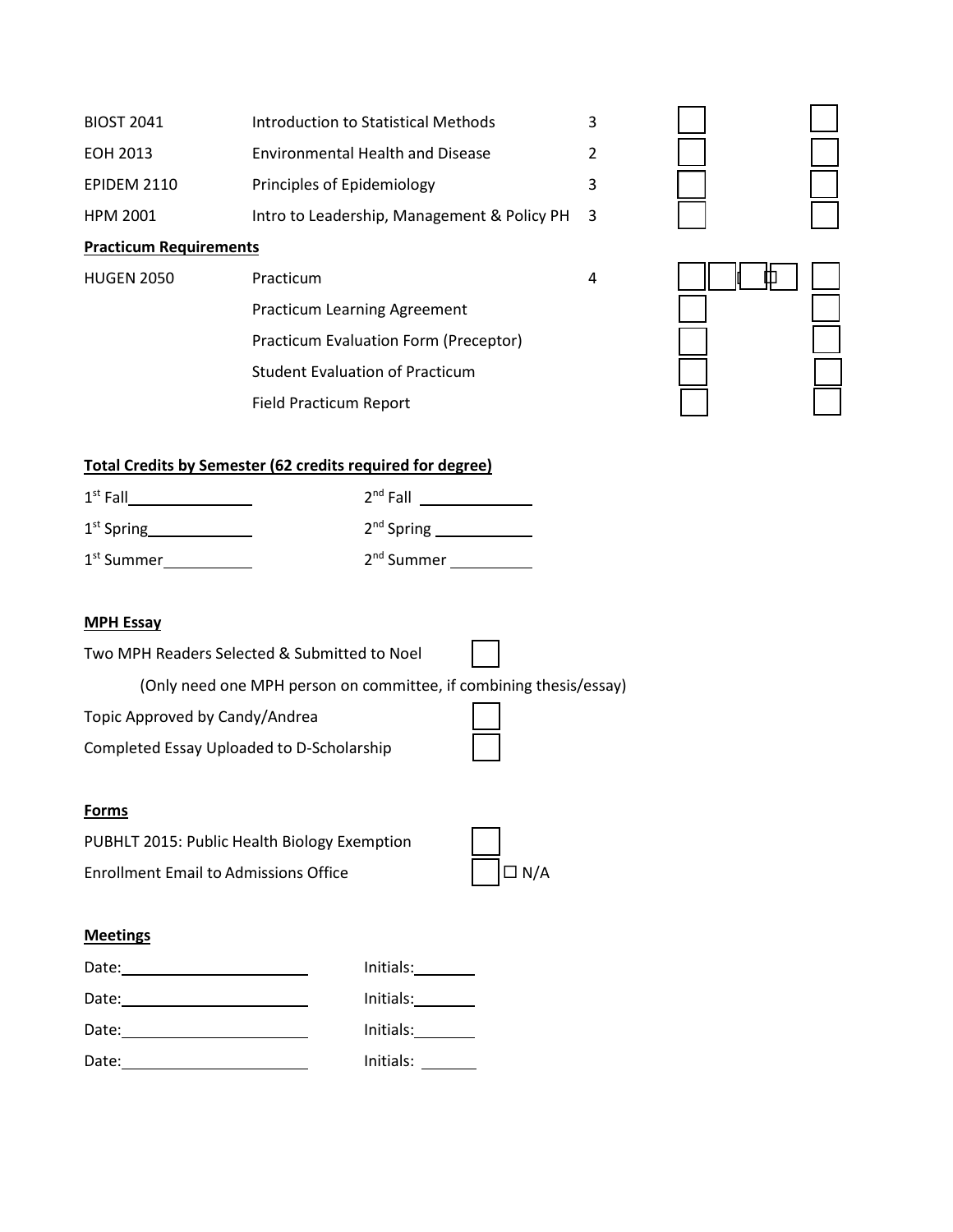| | | | | |
|---|---|---|---|---|
| BIOST 2041 | Introduction to Statistical Methods | 3 | ☐ | ☐ |
| EOH 2013 | Environmental Health and Disease | 2 | ☐ | ☐ |
| EPIDEM 2110 | Principles of Epidemiology | 3 | ☐ | ☐ |
| HPM 2001 | Intro to Leadership, Management & Policy PH | 3 | ☐ | ☐ |
| **Practicum Requirements** | | | | |
| HUGEN 2050 | Practicum | 4 | ☐ ☐ ☐ ☐ | ☐ |
| | Practicum Learning Agreement | | ☐ | ☐ |
| | Practicum Evaluation Form (Preceptor) | | ☐ | ☐ |
| | Student Evaluation of Practicum | | ☐ | ☐ |
| | Field Practicum Report | | ☐ | ☐ |

**Total Credits by Semester (62 credits required for degree)**

1st Fall\_\_\_\_\_\_\_\_\_\_\_\_\_\_\_ 2nd Fall \_\_\_\_\_\_\_\_\_\_\_\_\_\_

1st Spring\_\_\_\_\_\_\_\_\_\_\_\_\_ 2nd Spring \_\_\_\_\_\_\_\_\_\_\_\_

1st Summer\_\_\_\_\_\_\_\_\_\_\_ 2nd Summer \_\_\_\_\_\_\_\_\_\_

**MPH Essay**

Two MPH Readers Selected & Submitted to Noel ☐

(Only need one MPH person on committee, if combining thesis/essay)

Topic Approved by Candy/Andrea ☐

Completed Essay Uploaded to D-Scholarship ☐

**Forms**

PUBHLT 2015: Public Health Biology Exemption ☐

Enrollment Email to Admissions Office ☐ ☐ N/A

**Meetings**

Date:\_\_\_\_\_\_\_\_\_\_\_\_\_\_\_\_\_\_\_\_\_\_ Initials:\_\_\_\_\_\_\_

Date:\_\_\_\_\_\_\_\_\_\_\_\_\_\_\_\_\_\_\_\_\_\_ Initials:\_\_\_\_\_\_\_

Date:\_\_\_\_\_\_\_\_\_\_\_\_\_\_\_\_\_\_\_\_\_\_ Initials:\_\_\_\_\_\_\_

Date:\_\_\_\_\_\_\_\_\_\_\_\_\_\_\_\_\_\_\_\_\_\_ Initials: \_\_\_\_\_\_\_